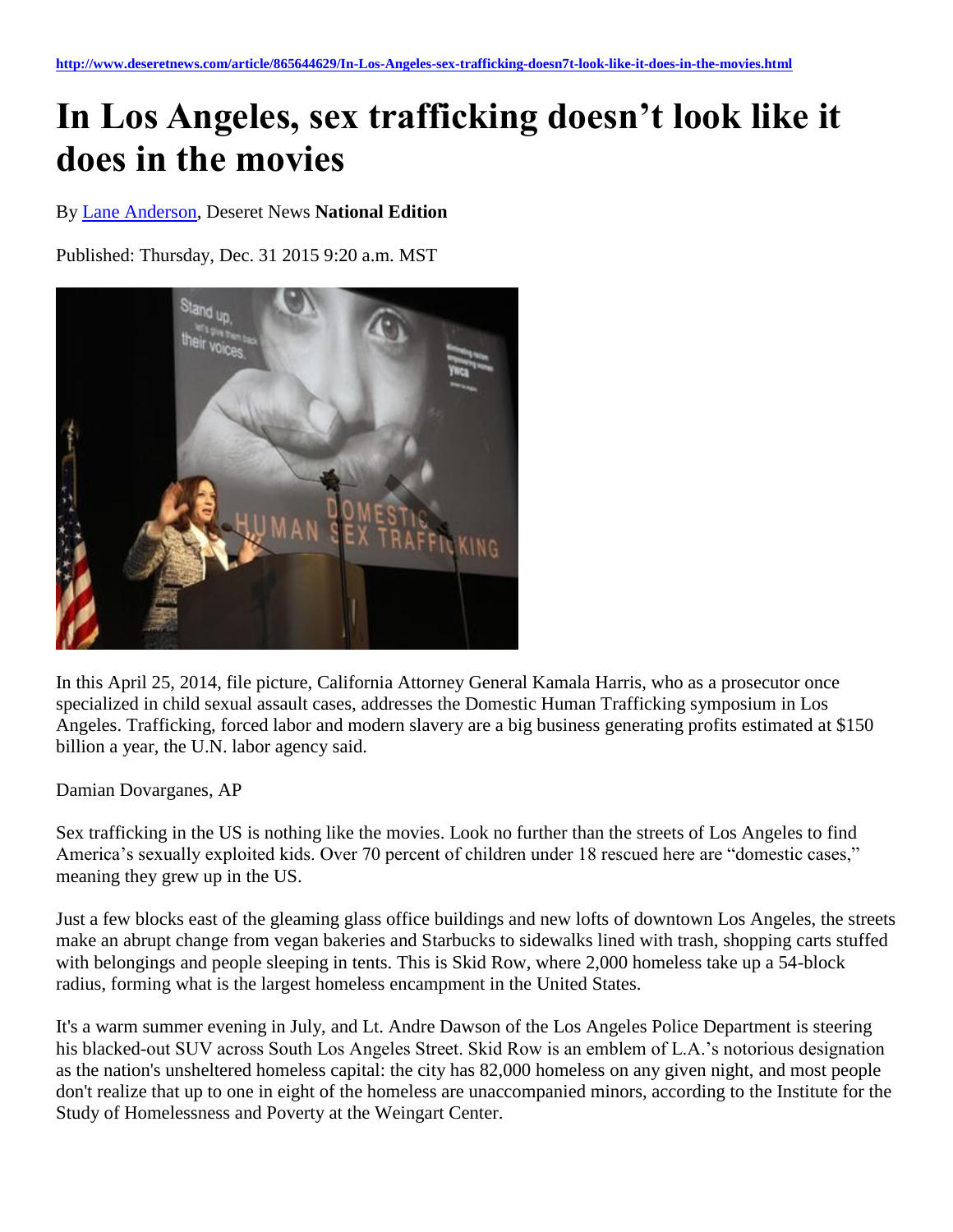http://www.deseretnews.com/article/865644629/In-Los-Angeles-sex-trafficking-doesn7t-look-like-it-does-in-the-movies.html

# In Los Angeles, sex trafficking doesn't look like it does in the movies

By Lane Anderson, Deseret News **National Edition**

Published: Thursday, Dec. 31 2015 9:20 a.m. MST

In this April 25, 2014, file picture, California Attorney General Kamala Harris, who as a prosecutor once specialized in child sexual assault cases, addresses the Domestic Human Trafficking symposium in Los Angeles. Trafficking, forced labor and modern slavery are a big business generating profits estimated at $150 billion a year, the U.N. labor agency said.

Damian Dovarganes, AP

Sex trafficking in the US is nothing like the movies. Look no further than the streets of Los Angeles to find America's sexually exploited kids. Over 70 percent of children under 18 rescued here are "domestic cases," meaning they grew up in the US.

Just a few blocks east of the gleaming glass office buildings and new lofts of downtown Los Angeles, the streets make an abrupt change from vegan bakeries and Starbucks to sidewalks lined with trash, shopping carts stuffed with belongings and people sleeping in tents. This is Skid Row, where 2,000 homeless take up a 54-block radius, forming what is the largest homeless encampment in the United States.

It's a warm summer evening in July, and Lt. Andre Dawson of the Los Angeles Police Department is steering his blacked-out SUV across South Los Angeles Street. Skid Row is an emblem of L.A.'s notorious designation as the nation's unsheltered homeless capital: the city has 82,000 homeless on any given night, and most people don't realize that up to one in eight of the homeless are unaccompanied minors, according to the Institute for the Study of Homelessness and Poverty at the Weingart Center.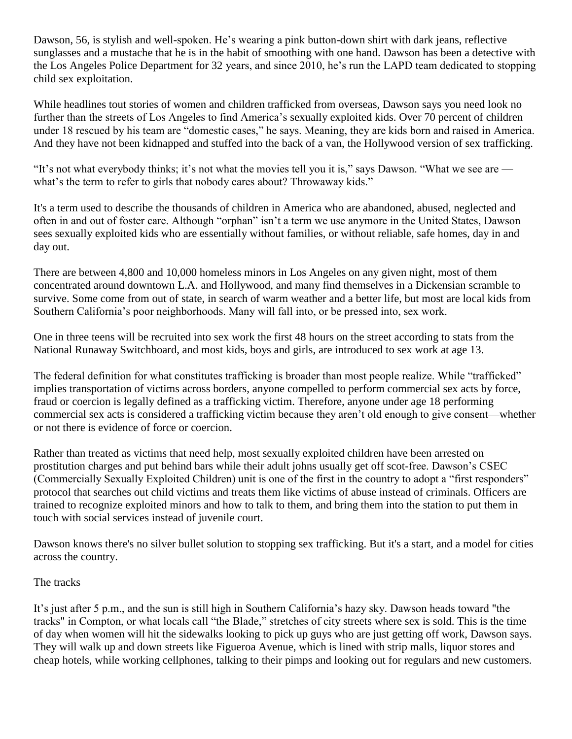Dawson, 56, is stylish and well-spoken. He's wearing a pink button-down shirt with dark jeans, reflective sunglasses and a mustache that he is in the habit of smoothing with one hand. Dawson has been a detective with the Los Angeles Police Department for 32 years, and since 2010, he's run the LAPD team dedicated to stopping child sex exploitation.

While headlines tout stories of women and children trafficked from overseas, Dawson says you need look no further than the streets of Los Angeles to find America's sexually exploited kids. Over 70 percent of children under 18 rescued by his team are "domestic cases," he says. Meaning, they are kids born and raised in America. And they have not been kidnapped and stuffed into the back of a van, the Hollywood version of sex trafficking.

"It's not what everybody thinks; it's not what the movies tell you it is," says Dawson. "What we see are — what's the term to refer to girls that nobody cares about? Throwaway kids."

It's a term used to describe the thousands of children in America who are abandoned, abused, neglected and often in and out of foster care. Although "orphan" isn't a term we use anymore in the United States, Dawson sees sexually exploited kids who are essentially without families, or without reliable, safe homes, day in and day out.

There are between 4,800 and 10,000 homeless minors in Los Angeles on any given night, most of them concentrated around downtown L.A. and Hollywood, and many find themselves in a Dickensian scramble to survive. Some come from out of state, in search of warm weather and a better life, but most are local kids from Southern California's poor neighborhoods. Many will fall into, or be pressed into, sex work.

One in three teens will be recruited into sex work the first 48 hours on the street according to stats from the National Runaway Switchboard, and most kids, boys and girls, are introduced to sex work at age 13.

The federal definition for what constitutes trafficking is broader than most people realize. While "trafficked" implies transportation of victims across borders, anyone compelled to perform commercial sex acts by force, fraud or coercion is legally defined as a trafficking victim. Therefore, anyone under age 18 performing commercial sex acts is considered a trafficking victim because they aren't old enough to give consent—whether or not there is evidence of force or coercion.

Rather than treated as victims that need help, most sexually exploited children have been arrested on prostitution charges and put behind bars while their adult johns usually get off scot-free. Dawson's CSEC (Commercially Sexually Exploited Children) unit is one of the first in the country to adopt a "first responders" protocol that searches out child victims and treats them like victims of abuse instead of criminals. Officers are trained to recognize exploited minors and how to talk to them, and bring them into the station to put them in touch with social services instead of juvenile court.

Dawson knows there's no silver bullet solution to stopping sex trafficking. But it's a start, and a model for cities across the country.

## The tracks

It's just after 5 p.m., and the sun is still high in Southern California's hazy sky. Dawson heads toward "the tracks" in Compton, or what locals call "the Blade," stretches of city streets where sex is sold. This is the time of day when women will hit the sidewalks looking to pick up guys who are just getting off work, Dawson says. They will walk up and down streets like Figueroa Avenue, which is lined with strip malls, liquor stores and cheap hotels, while working cellphones, talking to their pimps and looking out for regulars and new customers.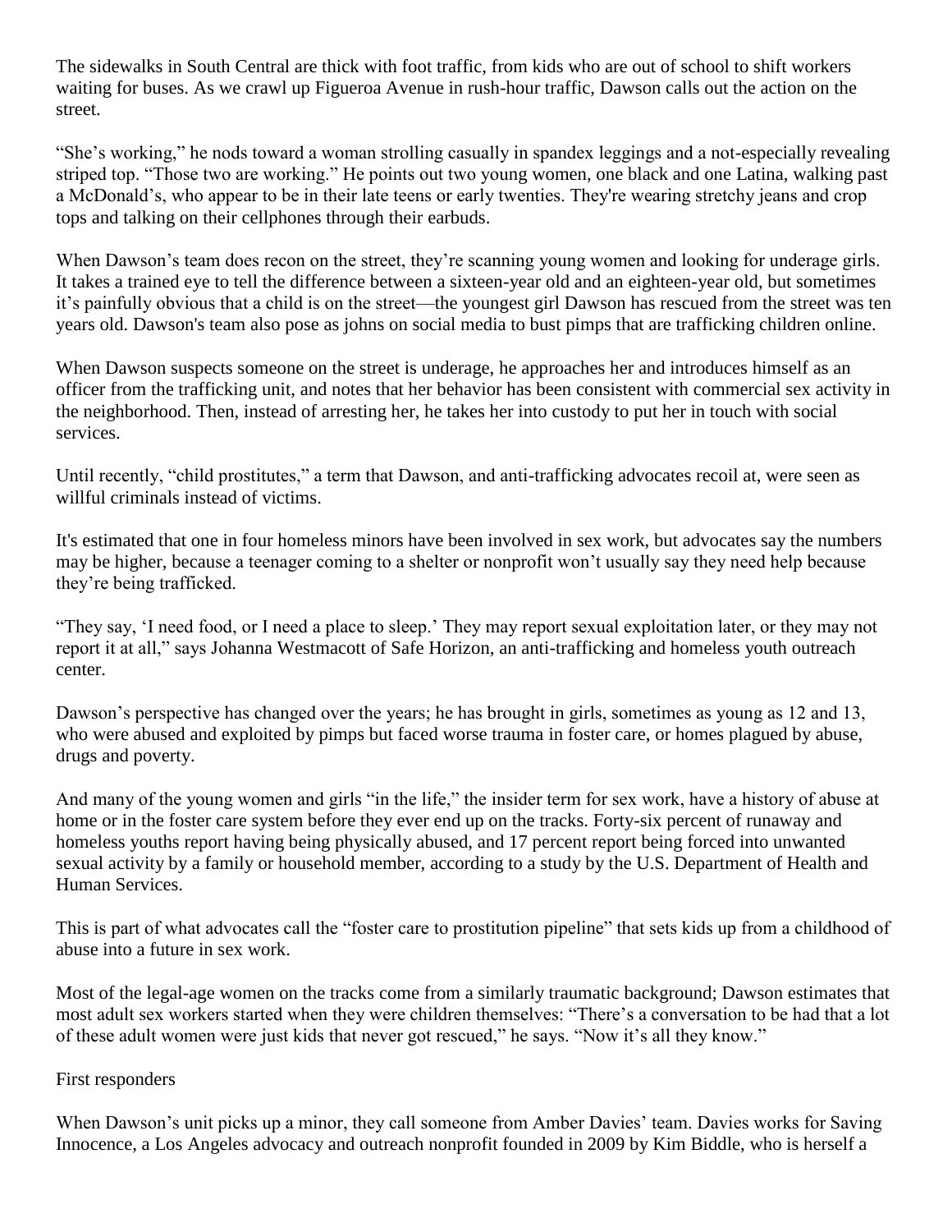The sidewalks in South Central are thick with foot traffic, from kids who are out of school to shift workers waiting for buses. As we crawl up Figueroa Avenue in rush-hour traffic, Dawson calls out the action on the street.

"She's working," he nods toward a woman strolling casually in spandex leggings and a not-especially revealing striped top. "Those two are working." He points out two young women, one black and one Latina, walking past a McDonald's, who appear to be in their late teens or early twenties. They're wearing stretchy jeans and crop tops and talking on their cellphones through their earbuds.

When Dawson's team does recon on the street, they're scanning young women and looking for underage girls. It takes a trained eye to tell the difference between a sixteen-year old and an eighteen-year old, but sometimes it's painfully obvious that a child is on the street—the youngest girl Dawson has rescued from the street was ten years old. Dawson's team also pose as johns on social media to bust pimps that are trafficking children online.

When Dawson suspects someone on the street is underage, he approaches her and introduces himself as an officer from the trafficking unit, and notes that her behavior has been consistent with commercial sex activity in the neighborhood. Then, instead of arresting her, he takes her into custody to put her in touch with social services.

Until recently, "child prostitutes," a term that Dawson, and anti-trafficking advocates recoil at, were seen as willful criminals instead of victims.

It's estimated that one in four homeless minors have been involved in sex work, but advocates say the numbers may be higher, because a teenager coming to a shelter or nonprofit won't usually say they need help because they're being trafficked.

"They say, 'I need food, or I need a place to sleep.' They may report sexual exploitation later, or they may not report it at all," says Johanna Westmacott of Safe Horizon, an anti-trafficking and homeless youth outreach center.

Dawson's perspective has changed over the years; he has brought in girls, sometimes as young as 12 and 13, who were abused and exploited by pimps but faced worse trauma in foster care, or homes plagued by abuse, drugs and poverty.

And many of the young women and girls "in the life," the insider term for sex work, have a history of abuse at home or in the foster care system before they ever end up on the tracks. Forty-six percent of runaway and homeless youths report having being physically abused, and 17 percent report being forced into unwanted sexual activity by a family or household member, according to a study by the U.S. Department of Health and Human Services.

This is part of what advocates call the "foster care to prostitution pipeline" that sets kids up from a childhood of abuse into a future in sex work.

Most of the legal-age women on the tracks come from a similarly traumatic background; Dawson estimates that most adult sex workers started when they were children themselves: "There's a conversation to be had that a lot of these adult women were just kids that never got rescued," he says. "Now it's all they know."

## First responders

When Dawson's unit picks up a minor, they call someone from Amber Davies' team. Davies works for Saving Innocence, a Los Angeles advocacy and outreach nonprofit founded in 2009 by Kim Biddle, who is herself a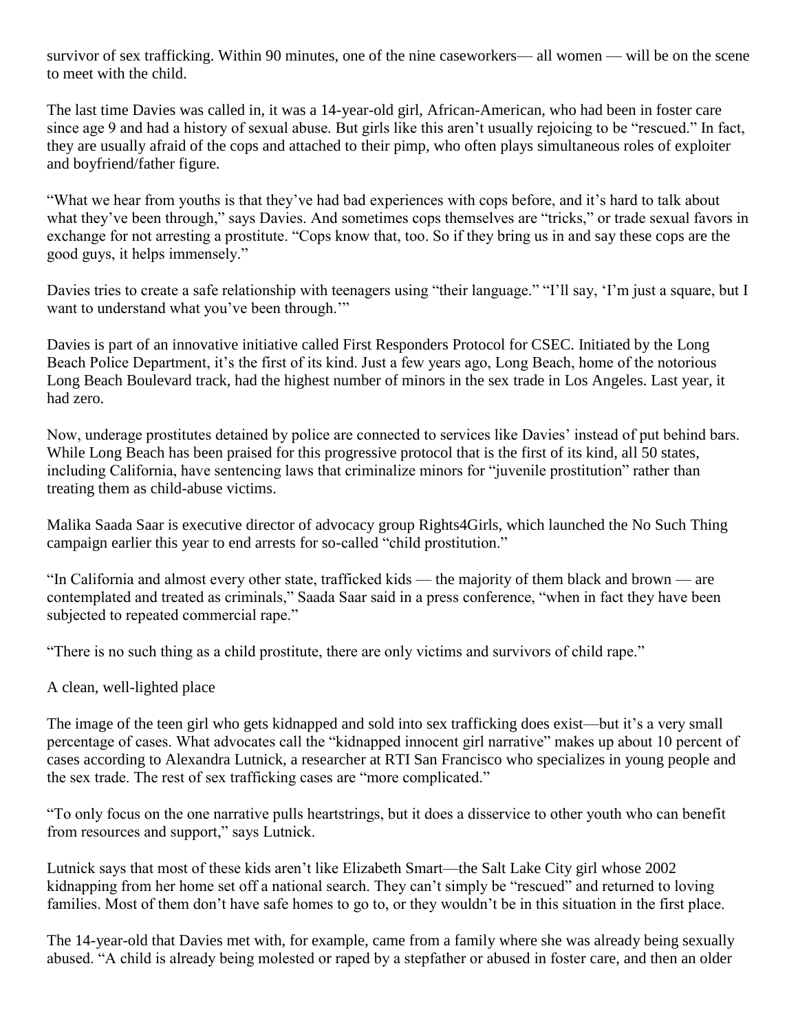survivor of sex trafficking. Within 90 minutes, one of the nine caseworkers— all women — will be on the scene to meet with the child.

The last time Davies was called in, it was a 14-year-old girl, African-American, who had been in foster care since age 9 and had a history of sexual abuse. But girls like this aren't usually rejoicing to be "rescued." In fact, they are usually afraid of the cops and attached to their pimp, who often plays simultaneous roles of exploiter and boyfriend/father figure.

"What we hear from youths is that they've had bad experiences with cops before, and it's hard to talk about what they've been through," says Davies. And sometimes cops themselves are "tricks," or trade sexual favors in exchange for not arresting a prostitute. "Cops know that, too. So if they bring us in and say these cops are the good guys, it helps immensely."

Davies tries to create a safe relationship with teenagers using "their language." "I'll say, 'I'm just a square, but I want to understand what you've been through.'"

Davies is part of an innovative initiative called First Responders Protocol for CSEC. Initiated by the Long Beach Police Department, it's the first of its kind. Just a few years ago, Long Beach, home of the notorious Long Beach Boulevard track, had the highest number of minors in the sex trade in Los Angeles. Last year, it had zero.

Now, underage prostitutes detained by police are connected to services like Davies' instead of put behind bars. While Long Beach has been praised for this progressive protocol that is the first of its kind, all 50 states, including California, have sentencing laws that criminalize minors for "juvenile prostitution" rather than treating them as child-abuse victims.

Malika Saada Saar is executive director of advocacy group Rights4Girls, which launched the No Such Thing campaign earlier this year to end arrests for so-called "child prostitution."

"In California and almost every other state, trafficked kids — the majority of them black and brown — are contemplated and treated as criminals," Saada Saar said in a press conference, "when in fact they have been subjected to repeated commercial rape."

"There is no such thing as a child prostitute, there are only victims and survivors of child rape."

## A clean, well-lighted place

The image of the teen girl who gets kidnapped and sold into sex trafficking does exist—but it's a very small percentage of cases. What advocates call the "kidnapped innocent girl narrative" makes up about 10 percent of cases according to Alexandra Lutnick, a researcher at RTI San Francisco who specializes in young people and the sex trade. The rest of sex trafficking cases are "more complicated."

"To only focus on the one narrative pulls heartstrings, but it does a disservice to other youth who can benefit from resources and support," says Lutnick.

Lutnick says that most of these kids aren't like Elizabeth Smart—the Salt Lake City girl whose 2002 kidnapping from her home set off a national search. They can't simply be "rescued" and returned to loving families. Most of them don't have safe homes to go to, or they wouldn't be in this situation in the first place.

The 14-year-old that Davies met with, for example, came from a family where she was already being sexually abused. "A child is already being molested or raped by a stepfather or abused in foster care, and then an older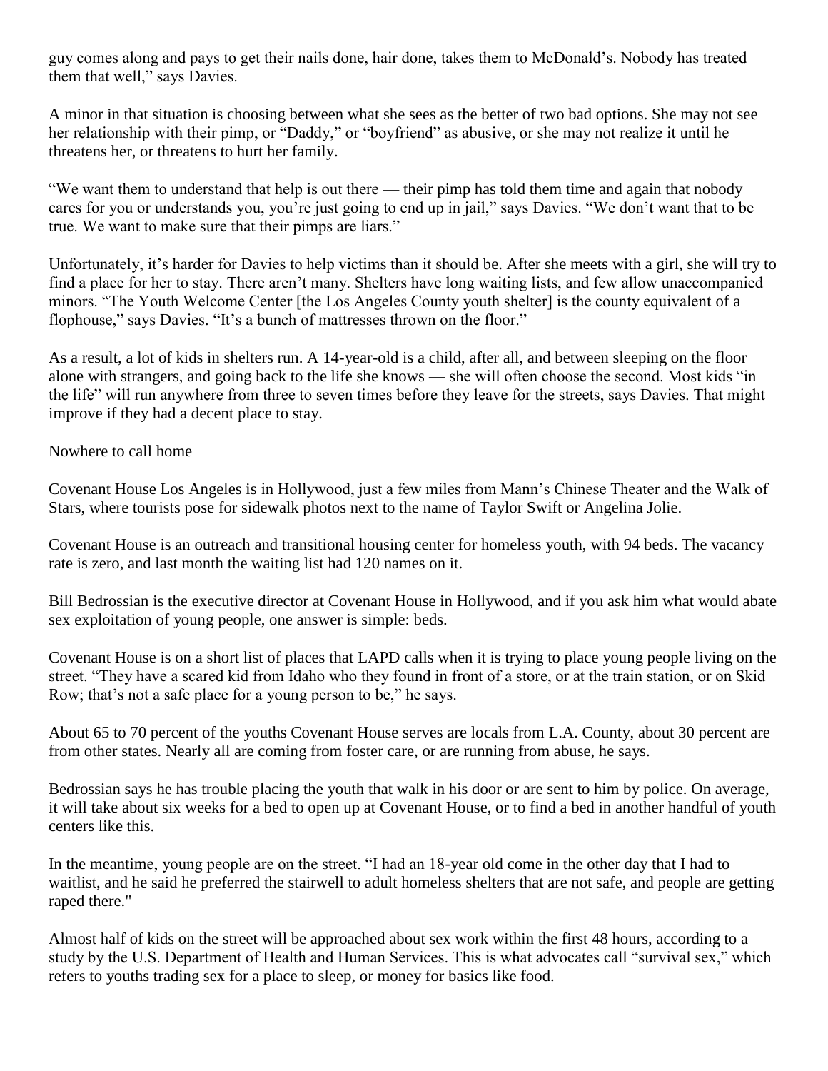guy comes along and pays to get their nails done, hair done, takes them to McDonald's. Nobody has treated them that well," says Davies.

A minor in that situation is choosing between what she sees as the better of two bad options. She may not see her relationship with their pimp, or "Daddy," or "boyfriend" as abusive, or she may not realize it until he threatens her, or threatens to hurt her family.

"We want them to understand that help is out there — their pimp has told them time and again that nobody cares for you or understands you, you're just going to end up in jail," says Davies. "We don't want that to be true. We want to make sure that their pimps are liars."

Unfortunately, it's harder for Davies to help victims than it should be. After she meets with a girl, she will try to find a place for her to stay. There aren't many. Shelters have long waiting lists, and few allow unaccompanied minors. "The Youth Welcome Center [the Los Angeles County youth shelter] is the county equivalent of a flophouse," says Davies. "It's a bunch of mattresses thrown on the floor."

As a result, a lot of kids in shelters run. A 14-year-old is a child, after all, and between sleeping on the floor alone with strangers, and going back to the life she knows — she will often choose the second. Most kids "in the life" will run anywhere from three to seven times before they leave for the streets, says Davies. That might improve if they had a decent place to stay.

## Nowhere to call home

Covenant House Los Angeles is in Hollywood, just a few miles from Mann's Chinese Theater and the Walk of Stars, where tourists pose for sidewalk photos next to the name of Taylor Swift or Angelina Jolie.

Covenant House is an outreach and transitional housing center for homeless youth, with 94 beds. The vacancy rate is zero, and last month the waiting list had 120 names on it.

Bill Bedrossian is the executive director at Covenant House in Hollywood, and if you ask him what would abate sex exploitation of young people, one answer is simple: beds.

Covenant House is on a short list of places that LAPD calls when it is trying to place young people living on the street. "They have a scared kid from Idaho who they found in front of a store, or at the train station, or on Skid Row; that's not a safe place for a young person to be," he says.

About 65 to 70 percent of the youths Covenant House serves are locals from L.A. County, about 30 percent are from other states. Nearly all are coming from foster care, or are running from abuse, he says.

Bedrossian says he has trouble placing the youth that walk in his door or are sent to him by police. On average, it will take about six weeks for a bed to open up at Covenant House, or to find a bed in another handful of youth centers like this.

In the meantime, young people are on the street. "I had an 18-year old come in the other day that I had to waitlist, and he said he preferred the stairwell to adult homeless shelters that are not safe, and people are getting raped there."

Almost half of kids on the street will be approached about sex work within the first 48 hours, according to a study by the U.S. Department of Health and Human Services. This is what advocates call "survival sex," which refers to youths trading sex for a place to sleep, or money for basics like food.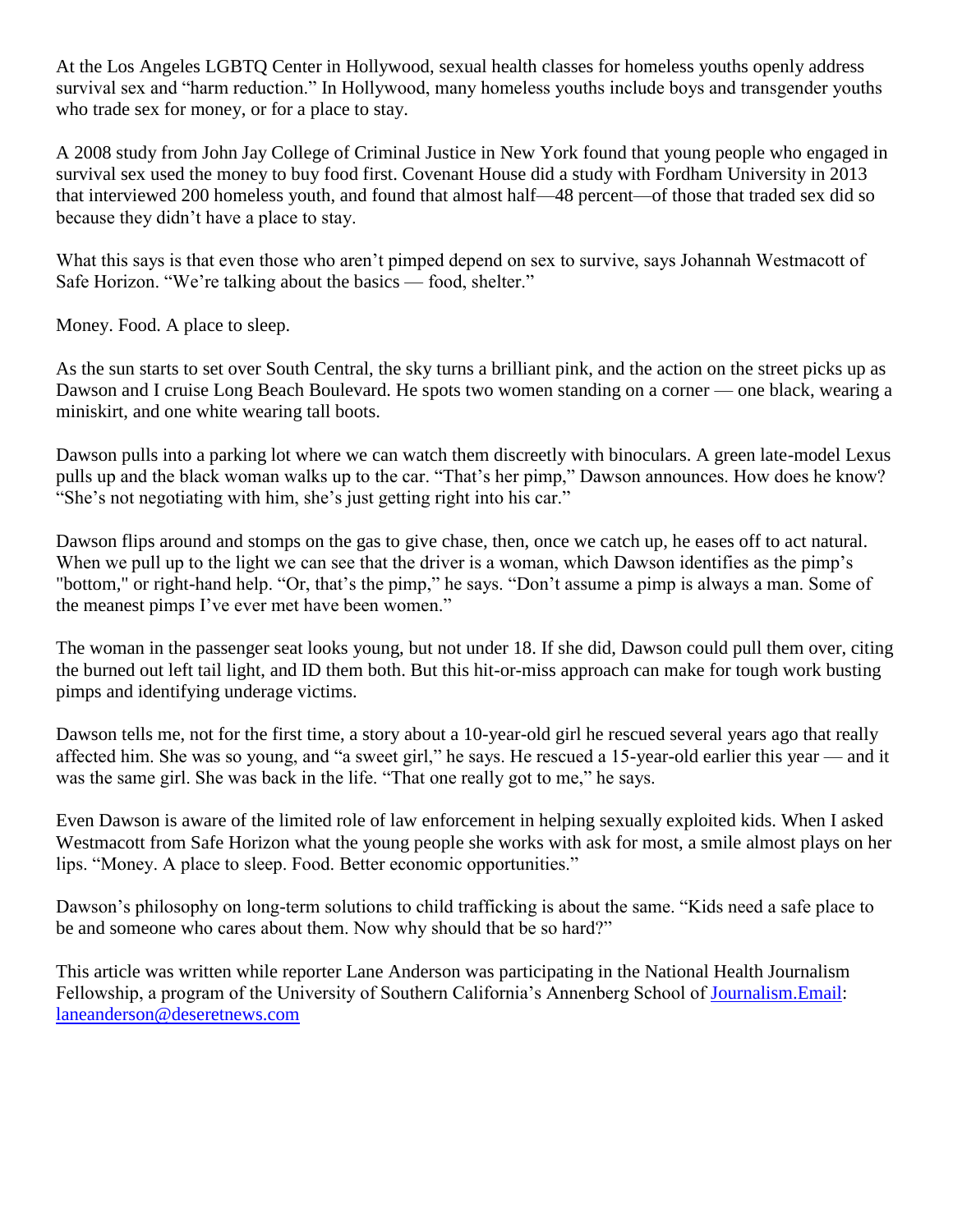At the Los Angeles LGBTQ Center in Hollywood, sexual health classes for homeless youths openly address survival sex and "harm reduction." In Hollywood, many homeless youths include boys and transgender youths who trade sex for money, or for a place to stay.

A 2008 study from John Jay College of Criminal Justice in New York found that young people who engaged in survival sex used the money to buy food first. Covenant House did a study with Fordham University in 2013 that interviewed 200 homeless youth, and found that almost half—48 percent—of those that traded sex did so because they didn't have a place to stay.

What this says is that even those who aren't pimped depend on sex to survive, says Johannah Westmacott of Safe Horizon. "We're talking about the basics — food, shelter."

Money. Food. A place to sleep.

As the sun starts to set over South Central, the sky turns a brilliant pink, and the action on the street picks up as Dawson and I cruise Long Beach Boulevard. He spots two women standing on a corner — one black, wearing a miniskirt, and one white wearing tall boots.

Dawson pulls into a parking lot where we can watch them discreetly with binoculars. A green late-model Lexus pulls up and the black woman walks up to the car. "That's her pimp," Dawson announces. How does he know? "She's not negotiating with him, she's just getting right into his car."

Dawson flips around and stomps on the gas to give chase, then, once we catch up, he eases off to act natural. When we pull up to the light we can see that the driver is a woman, which Dawson identifies as the pimp's "bottom," or right-hand help. "Or, that's the pimp," he says. "Don't assume a pimp is always a man. Some of the meanest pimps I've ever met have been women."

The woman in the passenger seat looks young, but not under 18. If she did, Dawson could pull them over, citing the burned out left tail light, and ID them both. But this hit-or-miss approach can make for tough work busting pimps and identifying underage victims.

Dawson tells me, not for the first time, a story about a 10-year-old girl he rescued several years ago that really affected him. She was so young, and "a sweet girl," he says. He rescued a 15-year-old earlier this year — and it was the same girl. She was back in the life. "That one really got to me," he says.

Even Dawson is aware of the limited role of law enforcement in helping sexually exploited kids. When I asked Westmacott from Safe Horizon what the young people she works with ask for most, a smile almost plays on her lips. "Money. A place to sleep. Food. Better economic opportunities."

Dawson's philosophy on long-term solutions to child trafficking is about the same. "Kids need a safe place to be and someone who cares about them. Now why should that be so hard?"

This article was written while reporter Lane Anderson was participating in the National Health Journalism Fellowship, a program of the University of Southern California's Annenberg School of Journalism.Email: laneanderson@deseretnews.com